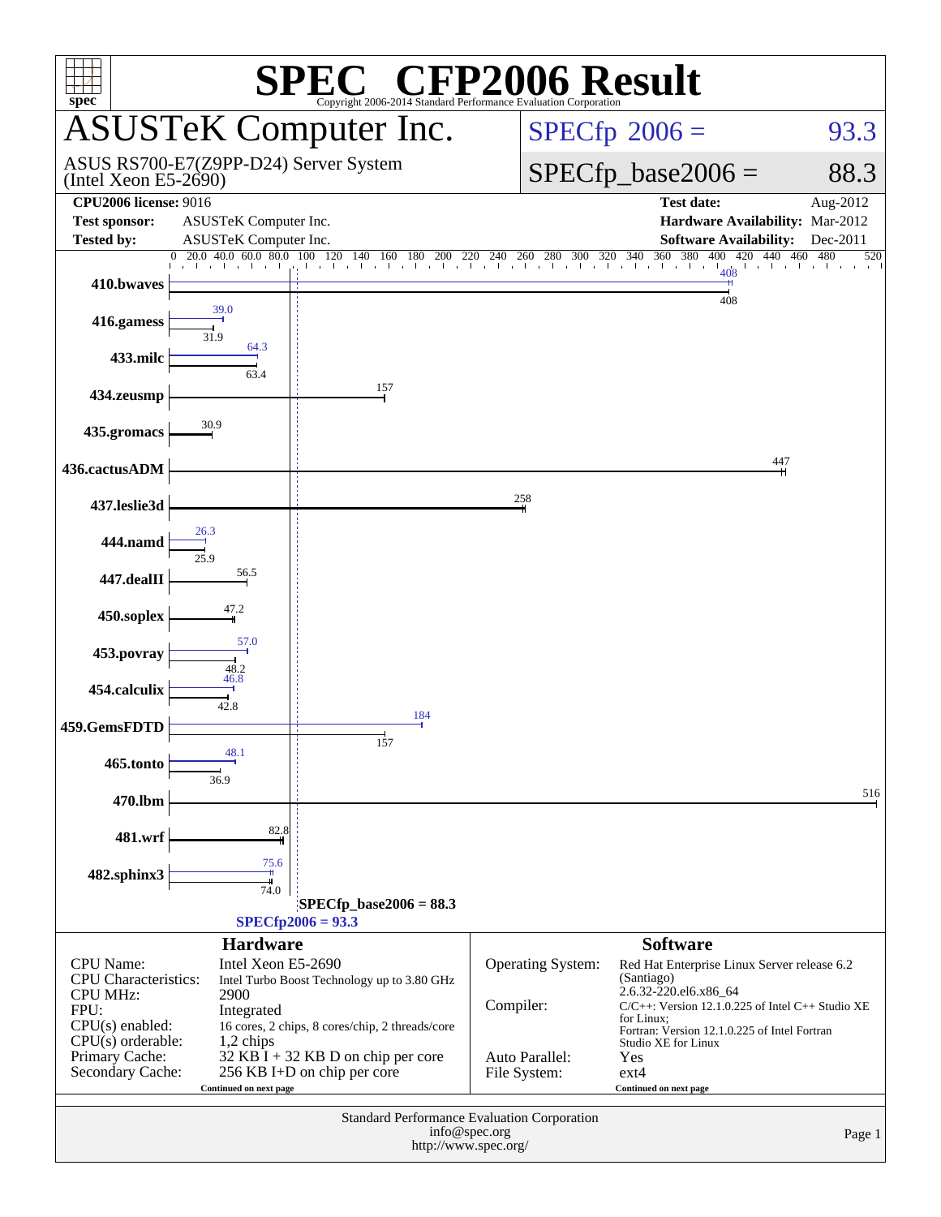# SPEC® CFP2006 Result

Copyright 2006-2014 Standard Performance Evaluation Corporation

## ASUSTeK Computer Inc.

ASUS RS700-E7(Z9PP-D24) Server System (Intel Xeon E5-2690)

SPECfp 2006 = 93.3

SPECfp_base2006 = 88.3

**CPU2006 license:** 9016

**Test sponsor:** ASUSTeK Computer Inc.

**Tested by:** ASUSTeK Computer Inc.

**Test date:** Aug-2012

**Hardware Availability:** Mar-2012

**Software Availability:** Dec-2011

0 20.0 40.0 60.0 80.0 100 120 140 160 180 200 220 240 260 280 300 320 340 360 380 400 420 440 460 480 520

410.bwaves 408 408

416.gamess 39.0 31.9

433.milc 64.3 63.4

434.zeusmp 157

435.gromacs 30.9

436.cactusADM 447

437.leslie3d 258

444.namd 26.3 25.9

447.dealII 56.5

450.soplex 47.2

453.povray 57.0 48.2

454.calculix 46.8 42.8

459.GemsFDTD 184 157

465.tonto 48.1 36.9

470.lbm 516

481.wrf 82.8

482.sphinx3 75.6 74.0

SPECfp_base2006 = 88.3

SPECfp2006 = 93.3

### Hardware

| | |
|---|---|
| CPU Name: | Intel Xeon E5-2690 |
| CPU Characteristics: | Intel Turbo Boost Technology up to 3.80 GHz |
| CPU MHz: | 2900 |
| FPU: | Integrated |
| CPU(s) enabled: | 16 cores, 2 chips, 8 cores/chip, 2 threads/core |
| CPU(s) orderable: | 1,2 chips |
| Primary Cache: | 32 KB I + 32 KB D on chip per core |
| Secondary Cache: | 256 KB I+D on chip per core |

Continued on next page

### Software

| | |
|---|---|
| Operating System: | Red Hat Enterprise Linux Server release 6.2 (Santiago) 2.6.32-220.el6.x86_64 |
| Compiler: | C/C++: Version 12.1.0.225 of Intel C++ Studio XE for Linux; Fortran: Version 12.1.0.225 of Intel Fortran Studio XE for Linux |
| Auto Parallel: | Yes |
| File System: | ext4 |

Continued on next page

Standard Performance Evaluation Corporation
info@spec.org
http://www.spec.org/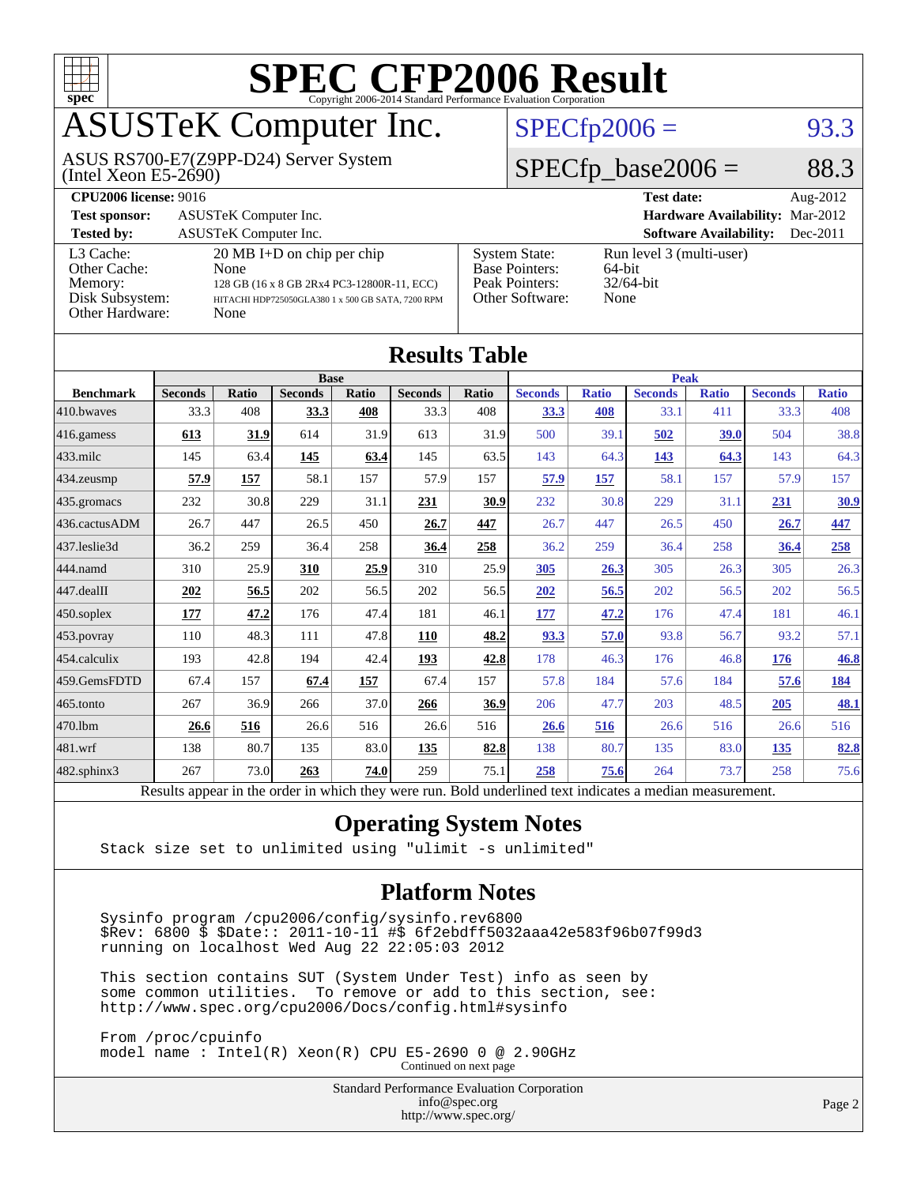# SPEC CFP2006 Result

Copyright 2006-2014 Standard Performance Evaluation Corporation

# ASUSTeK Computer Inc.

ASUS RS700-E7(Z9PP-D24) Server System
(Intel Xeon E5-2690)

SPECfp2006 = 93.3

SPECfp_base2006 = 88.3

**CPU2006 license:** 9016 | **Test date:** Aug-2012

**Test sponsor:** ASUSTeK Computer Inc. | **Hardware Availability:** Mar-2012

**Tested by:** ASUSTeK Computer Inc. | **Software Availability:** Dec-2011

| | |
|---|---|
| L3 Cache: | 20 MB I+D on chip per chip |
| Other Cache: | None |
| Memory: | 128 GB (16 x 8 GB 2Rx4 PC3-12800R-11, ECC) |
| Disk Subsystem: | HITACHI HDP725050GLA380 1 x 500 GB SATA, 7200 RPM |
| Other Hardware: | None |

| | |
|---|---|
| System State: | Run level 3 (multi-user) |
| Base Pointers: | 64-bit |
| Peak Pointers: | 32/64-bit |
| Other Software: | None |

## Results Table

| Benchmark | Base | | | | | | Peak | | | | | |
|---|---|---|---|---|---|---|---|---|---|---|---|---|
| | Seconds | Ratio | Seconds | Ratio | Seconds | Ratio | Seconds | Ratio | Seconds | Ratio | Seconds | Ratio |
| 410.bwaves | 33.3 | 408 | **33.3** | **408** | 33.3 | 408 | **33.3** | **408** | 33.1 | 411 | 33.3 | 408 |
| 416.gamess | **613** | **31.9** | 614 | 31.9 | 613 | 31.9 | 500 | 39.1 | **502** | **39.0** | 504 | 38.8 |
| 433.milc | 145 | 63.4 | **145** | **63.4** | 145 | 63.5 | 143 | 64.3 | **143** | **64.3** | 143 | 64.3 |
| 434.zeusmp | **57.9** | **157** | 58.1 | 157 | 57.9 | 157 | **57.9** | **157** | 58.1 | 157 | 57.9 | 157 |
| 435.gromacs | 232 | 30.8 | 229 | 31.1 | **231** | **30.9** | 232 | 30.8 | 229 | 31.1 | **231** | **30.9** |
| 436.cactusADM | 26.7 | 447 | 26.5 | 450 | **26.7** | **447** | 26.7 | 447 | 26.5 | 450 | **26.7** | **447** |
| 437.leslie3d | 36.2 | 259 | 36.4 | 258 | **36.4** | **258** | 36.2 | 259 | 36.4 | 258 | **36.4** | **258** |
| 444.namd | 310 | 25.9 | **310** | **25.9** | 310 | 25.9 | **305** | **26.3** | 305 | 26.3 | 305 | 26.3 |
| 447.dealII | **202** | **56.5** | 202 | 56.5 | 202 | 56.5 | **202** | **56.5** | 202 | 56.5 | 202 | 56.5 |
| 450.soplex | **177** | **47.2** | 176 | 47.4 | 181 | 46.1 | **177** | **47.2** | 176 | 47.4 | 181 | 46.1 |
| 453.povray | 110 | 48.3 | 111 | 47.8 | **110** | **48.2** | **93.3** | **57.0** | 93.8 | 56.7 | 93.2 | 57.1 |
| 454.calculix | 193 | 42.8 | 194 | 42.4 | **193** | **42.8** | 178 | 46.3 | 176 | 46.8 | **176** | **46.8** |
| 459.GemsFDTD | 67.4 | 157 | **67.4** | **157** | 67.4 | 157 | 57.8 | 184 | 57.6 | 184 | **57.6** | **184** |
| 465.tonto | 267 | 36.9 | 266 | 37.0 | **266** | **36.9** | 206 | 47.7 | 203 | 48.5 | **205** | **48.1** |
| 470.lbm | **26.6** | **516** | 26.6 | 516 | 26.6 | 516 | **26.6** | **516** | 26.6 | 516 | 26.6 | 516 |
| 481.wrf | 138 | 80.7 | 135 | 83.0 | **135** | **82.8** | 138 | 80.7 | 135 | 83.0 | **135** | **82.8** |
| 482.sphinx3 | 267 | 73.0 | **263** | **74.0** | 259 | 75.1 | **258** | **75.6** | 264 | 73.7 | 258 | 75.6 |

Results appear in the order in which they were run. Bold underlined text indicates a median measurement.

## Operating System Notes

```
Stack size set to unlimited using "ulimit -s unlimited"
```

## Platform Notes

```
Sysinfo program /cpu2006/config/sysinfo.rev6800
$Rev: 6800 $ $Date:: 2011-10-11 #$ 6f2ebdff5032aaa42e583f96b07f99d3
running on localhost Wed Aug 22 22:05:03 2012

This section contains SUT (System Under Test) info as seen by
some common utilities.  To remove or add to this section, see:
http://www.spec.org/cpu2006/Docs/config.html#sysinfo

From /proc/cpuinfo
model name : Intel(R) Xeon(R) CPU E5-2690 0 @ 2.90GHz
```

Continued on next page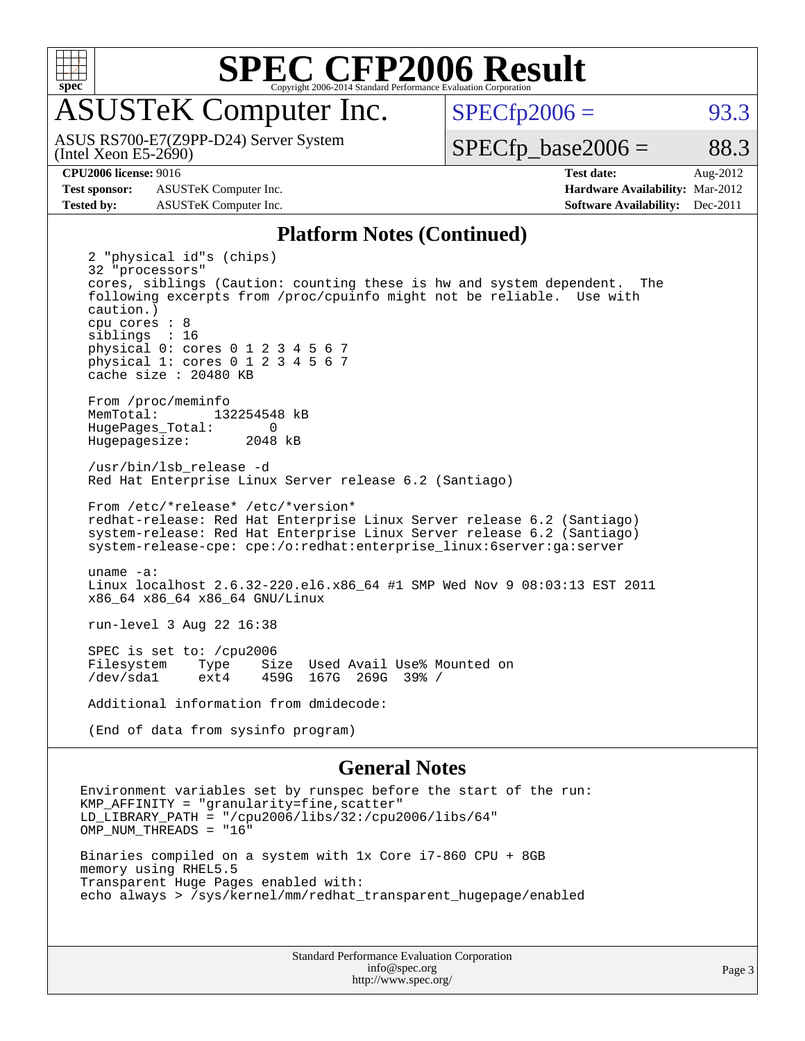# ASUSTeK Computer Inc.

ASUS RS700-E7(Z9PP-D24) Server System
(Intel Xeon E5-2690)

SPECfp2006 = 93.3

SPECfp_base2006 = 88.3

**CPU2006 license:** 9016
**Test sponsor:** ASUSTeK Computer Inc.
**Tested by:** ASUSTeK Computer Inc.

**Test date:** Aug-2012
**Hardware Availability:** Mar-2012
**Software Availability:** Dec-2011

## Platform Notes (Continued)

```
2 "physical id"s (chips)
32 "processors"
cores, siblings (Caution: counting these is hw and system dependent.  The
following excerpts from /proc/cpuinfo might not be reliable.  Use with
caution.)
cpu cores : 8
siblings  : 16
physical 0: cores 0 1 2 3 4 5 6 7
physical 1: cores 0 1 2 3 4 5 6 7
cache size : 20480 KB

From /proc/meminfo
MemTotal:       132254548 kB
HugePages_Total:       0
Hugepagesize:       2048 kB

/usr/bin/lsb_release -d
Red Hat Enterprise Linux Server release 6.2 (Santiago)

From /etc/*release* /etc/*version*
redhat-release: Red Hat Enterprise Linux Server release 6.2 (Santiago)
system-release: Red Hat Enterprise Linux Server release 6.2 (Santiago)
system-release-cpe: cpe:/o:redhat:enterprise_linux:6server:ga:server

uname -a:
Linux localhost 2.6.32-220.el6.x86_64 #1 SMP Wed Nov 9 08:03:13 EST 2011
x86_64 x86_64 x86_64 GNU/Linux

run-level 3 Aug 22 16:38

SPEC is set to: /cpu2006
Filesystem    Type    Size  Used Avail Use% Mounted on
/dev/sda1     ext4    459G  167G  269G  39% /

Additional information from dmidecode:

(End of data from sysinfo program)
```

## General Notes

```
Environment variables set by runspec before the start of the run:
KMP_AFFINITY = "granularity=fine,scatter"
LD_LIBRARY_PATH = "/cpu2006/libs/32:/cpu2006/libs/64"
OMP_NUM_THREADS = "16"

Binaries compiled on a system with 1x Core i7-860 CPU + 8GB
memory using RHEL5.5
Transparent Huge Pages enabled with:
echo always > /sys/kernel/mm/redhat_transparent_hugepage/enabled
```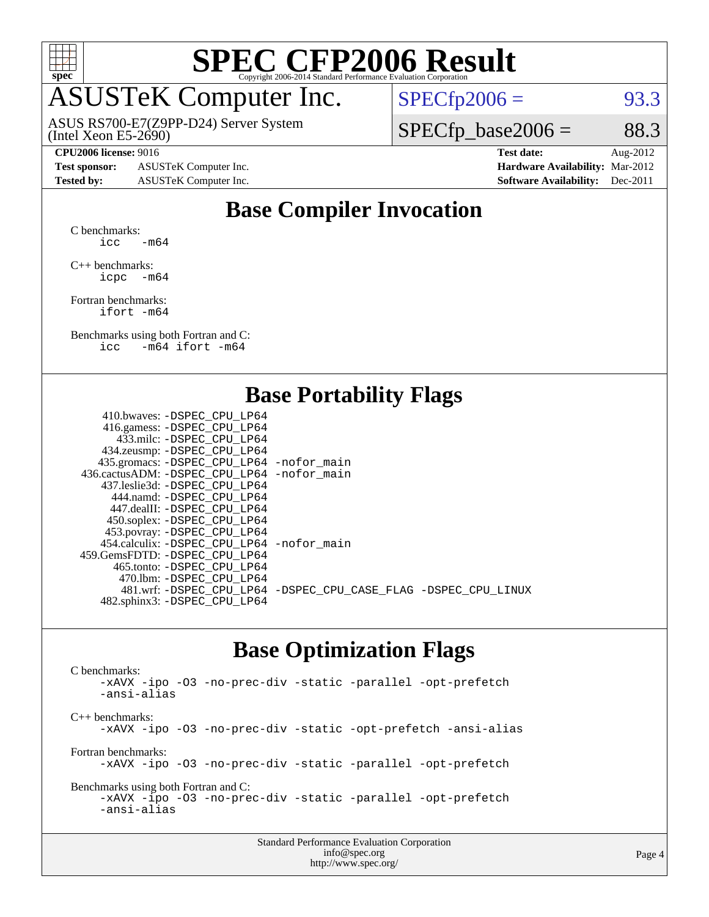# SPEC CFP2006 Result

Copyright 2006-2014 Standard Performance Evaluation Corporation

## ASUSTeK Computer Inc.

ASUS RS700-E7(Z9PP-D24) Server System
(Intel Xeon E5-2690)

SPECfp2006 = 93.3

SPECfp_base2006 = 88.3

**CPU2006 license:** 9016
**Test sponsor:** ASUSTeK Computer Inc.
**Tested by:** ASUSTeK Computer Inc.

**Test date:** Aug-2012
**Hardware Availability:** Mar-2012
**Software Availability:** Dec-2011

## Base Compiler Invocation

C benchmarks:
```
icc   -m64
```

C++ benchmarks:
```
icpc  -m64
```

Fortran benchmarks:
```
ifort -m64
```

Benchmarks using both Fortran and C:
```
icc   -m64 ifort -m64
```

## Base Portability Flags

```
    410.bwaves: -DSPEC_CPU_LP64
    416.gamess: -DSPEC_CPU_LP64
      433.milc: -DSPEC_CPU_LP64
    434.zeusmp: -DSPEC_CPU_LP64
   435.gromacs: -DSPEC_CPU_LP64 -nofor_main
436.cactusADM: -DSPEC_CPU_LP64 -nofor_main
   437.leslie3d: -DSPEC_CPU_LP64
     444.namd: -DSPEC_CPU_LP64
    447.dealII: -DSPEC_CPU_LP64
    450.soplex: -DSPEC_CPU_LP64
    453.povray: -DSPEC_CPU_LP64
  454.calculix: -DSPEC_CPU_LP64 -nofor_main
 459.GemsFDTD: -DSPEC_CPU_LP64
     465.tonto: -DSPEC_CPU_LP64
       470.lbm: -DSPEC_CPU_LP64
       481.wrf: -DSPEC_CPU_LP64 -DSPEC_CPU_CASE_FLAG -DSPEC_CPU_LINUX
   482.sphinx3: -DSPEC_CPU_LP64
```

## Base Optimization Flags

C benchmarks:
```
-xAVX -ipo -O3 -no-prec-div -static -parallel -opt-prefetch
-ansi-alias
```

C++ benchmarks:
```
-xAVX -ipo -O3 -no-prec-div -static -opt-prefetch -ansi-alias
```

Fortran benchmarks:
```
-xAVX -ipo -O3 -no-prec-div -static -parallel -opt-prefetch
```

Benchmarks using both Fortran and C:
```
-xAVX -ipo -O3 -no-prec-div -static -parallel -opt-prefetch
-ansi-alias
```

Standard Performance Evaluation Corporation
info@spec.org
http://www.spec.org/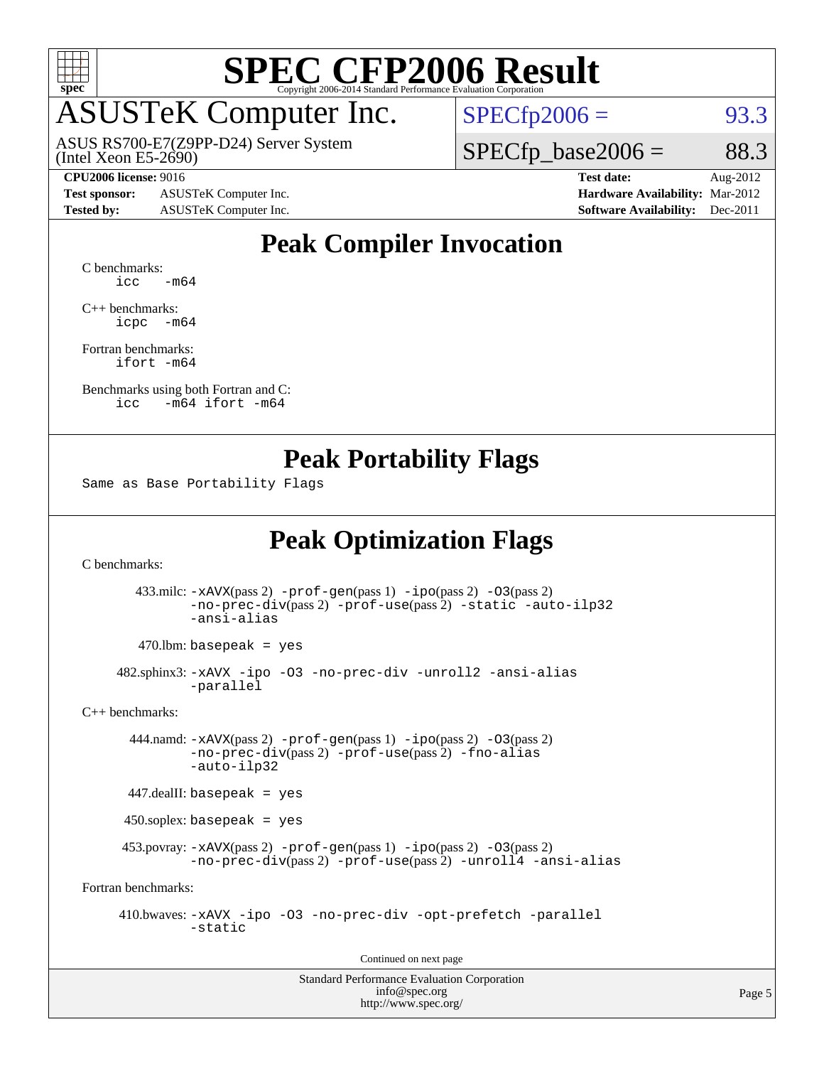# SPEC CFP2006 Result

Copyright 2006-2014 Standard Performance Evaluation Corporation

## ASUSTeK Computer Inc.

ASUS RS700-E7(Z9PP-D24) Server System
(Intel Xeon E5-2690)

SPECfp2006 = 93.3

SPECfp_base2006 = 88.3

**CPU2006 license:** 9016
**Test sponsor:** ASUSTeK Computer Inc.
**Tested by:** ASUSTeK Computer Inc.

**Test date:** Aug-2012
**Hardware Availability:** Mar-2012
**Software Availability:** Dec-2011

## Peak Compiler Invocation

C benchmarks:
```
icc   -m64
```

C++ benchmarks:
```
icpc  -m64
```

Fortran benchmarks:
```
ifort -m64
```

Benchmarks using both Fortran and C:
```
icc   -m64 ifort -m64
```

## Peak Portability Flags

Same as Base Portability Flags

## Peak Optimization Flags

C benchmarks:

433.milc: -xAVX(pass 2) -prof-gen(pass 1) -ipo(pass 2) -O3(pass 2) -no-prec-div(pass 2) -prof-use(pass 2) -static -auto-ilp32 -ansi-alias

470.lbm: basepeak = yes

482.sphinx3: -xAVX -ipo -O3 -no-prec-div -unroll2 -ansi-alias -parallel

C++ benchmarks:

444.namd: -xAVX(pass 2) -prof-gen(pass 1) -ipo(pass 2) -O3(pass 2) -no-prec-div(pass 2) -prof-use(pass 2) -fno-alias -auto-ilp32

447.dealII: basepeak = yes

450.soplex: basepeak = yes

453.povray: -xAVX(pass 2) -prof-gen(pass 1) -ipo(pass 2) -O3(pass 2) -no-prec-div(pass 2) -prof-use(pass 2) -unroll4 -ansi-alias

Fortran benchmarks:

410.bwaves: -xAVX -ipo -O3 -no-prec-div -opt-prefetch -parallel -static

Continued on next page

Standard Performance Evaluation Corporation
info@spec.org
http://www.spec.org/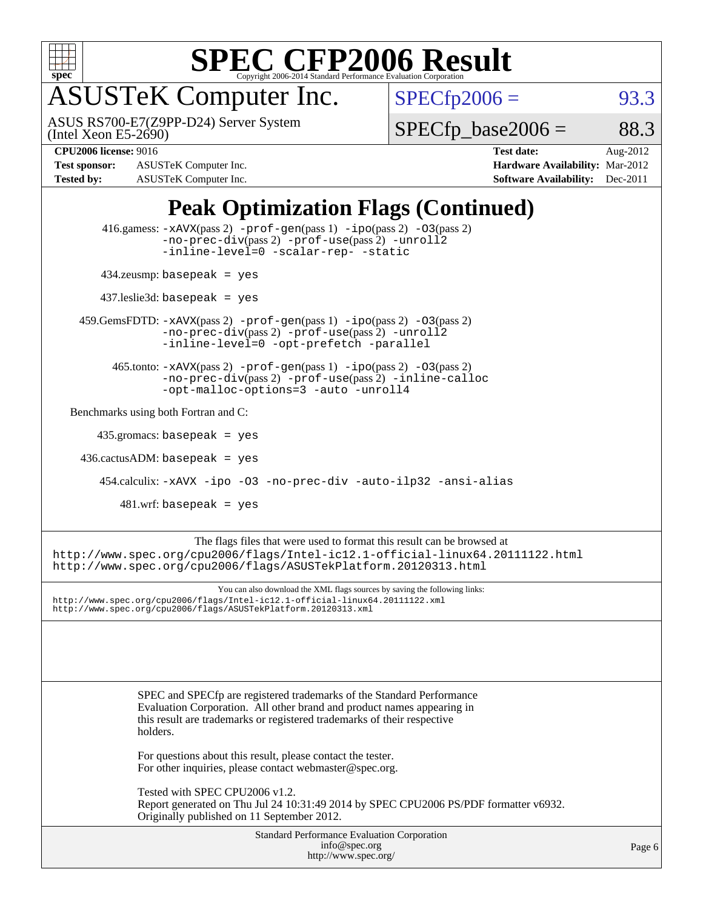# SPEC CFP2006 Result

Copyright 2006-2014 Standard Performance Evaluation Corporation

## ASUSTeK Computer Inc.

ASUS RS700-E7(Z9PP-D24) Server System
(Intel Xeon E5-2690)

SPECfp2006 = 93.3

SPECfp_base2006 = 88.3

| | | | |
|---|---|---|---|
| **CPU2006 license:** 9016 | | **Test date:** | Aug-2012 |
| **Test sponsor:** | ASUSTeK Computer Inc. | **Hardware Availability:** | Mar-2012 |
| **Tested by:** | ASUSTeK Computer Inc. | **Software Availability:** | Dec-2011 |

## Peak Optimization Flags (Continued)

416.gamess: `-xAVX`(pass 2) `-prof-gen`(pass 1) `-ipo`(pass 2) `-O3`(pass 2) `-no-prec-div`(pass 2) `-prof-use`(pass 2) `-unroll2` `-inline-level=0` `-scalar-rep-` `-static`

434.zeusmp: `basepeak = yes`

437.leslie3d: `basepeak = yes`

459.GemsFDTD: `-xAVX`(pass 2) `-prof-gen`(pass 1) `-ipo`(pass 2) `-O3`(pass 2) `-no-prec-div`(pass 2) `-prof-use`(pass 2) `-unroll2` `-inline-level=0` `-opt-prefetch` `-parallel`

465.tonto: `-xAVX`(pass 2) `-prof-gen`(pass 1) `-ipo`(pass 2) `-O3`(pass 2) `-no-prec-div`(pass 2) `-prof-use`(pass 2) `-inline-calloc` `-opt-malloc-options=3` `-auto` `-unroll4`

Benchmarks using both Fortran and C:

435.gromacs: `basepeak = yes`

436.cactusADM: `basepeak = yes`

454.calculix: `-xAVX -ipo -O3 -no-prec-div -auto-ilp32 -ansi-alias`

481.wrf: `basepeak = yes`

The flags files that were used to format this result can be browsed at
http://www.spec.org/cpu2006/flags/Intel-ic12.1-official-linux64.20111122.html
http://www.spec.org/cpu2006/flags/ASUSTekPlatform.20120313.html

You can also download the XML flags sources by saving the following links:
http://www.spec.org/cpu2006/flags/Intel-ic12.1-official-linux64.20111122.xml
http://www.spec.org/cpu2006/flags/ASUSTekPlatform.20120313.xml

SPEC and SPECfp are registered trademarks of the Standard Performance Evaluation Corporation. All other brand and product names appearing in this result are trademarks or registered trademarks of their respective holders.

For questions about this result, please contact the tester.
For other inquiries, please contact webmaster@spec.org.

Tested with SPEC CPU2006 v1.2.
Report generated on Thu Jul 24 10:31:49 2014 by SPEC CPU2006 PS/PDF formatter v6932.
Originally published on 11 September 2012.

Standard Performance Evaluation Corporation
info@spec.org
http://www.spec.org/